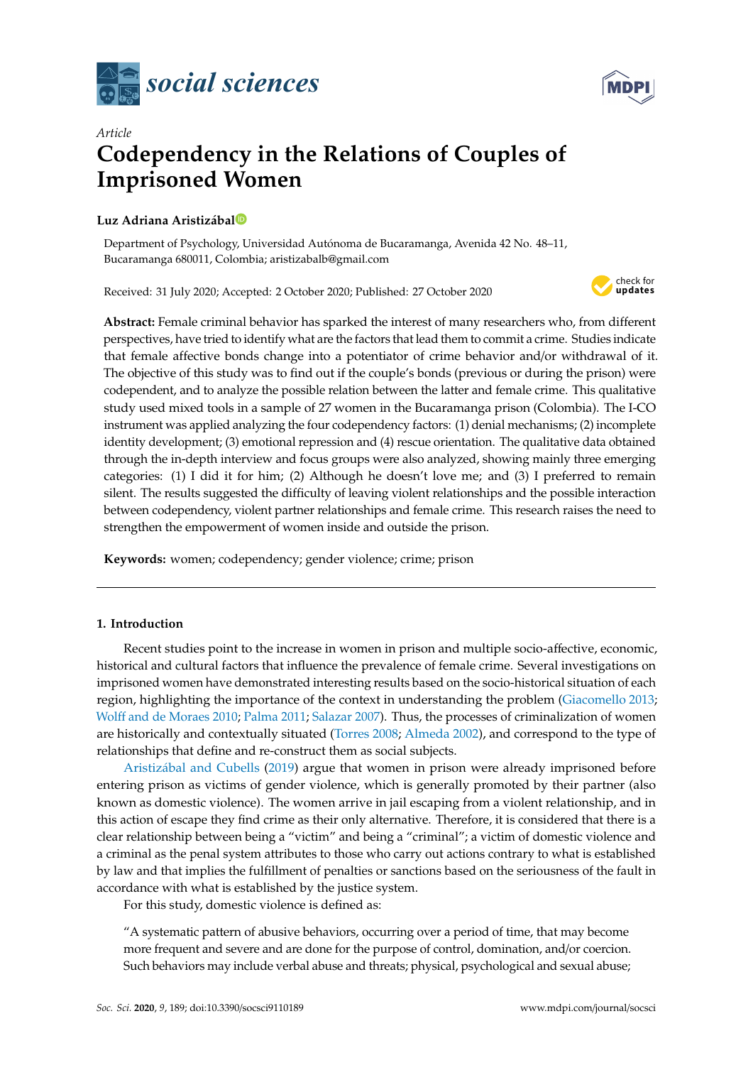*Article*

# Codependency in the Relations of Couples of Imprisoned Women

**Luz Adriana Aristizábal**

Department of Psychology, Universidad Autónoma de Bucaramanga, Avenida 42 No. 48–11, Bucaramanga 680011, Colombia; aristizabalb@gmail.com

Received: 31 July 2020; Accepted: 2 October 2020; Published: 27 October 2020

**Abstract:** Female criminal behavior has sparked the interest of many researchers who, from different perspectives, have tried to identify what are the factors that lead them to commit a crime. Studies indicate that female affective bonds change into a potentiator of crime behavior and/or withdrawal of it. The objective of this study was to find out if the couple's bonds (previous or during the prison) were codependent, and to analyze the possible relation between the latter and female crime. This qualitative study used mixed tools in a sample of 27 women in the Bucaramanga prison (Colombia). The I-CO instrument was applied analyzing the four codependency factors: (1) denial mechanisms; (2) incomplete identity development; (3) emotional repression and (4) rescue orientation. The qualitative data obtained through the in-depth interview and focus groups were also analyzed, showing mainly three emerging categories: (1) I did it for him; (2) Although he doesn't love me; and (3) I preferred to remain silent. The results suggested the difficulty of leaving violent relationships and the possible interaction between codependency, violent partner relationships and female crime. This research raises the need to strengthen the empowerment of women inside and outside the prison.

**Keywords:** women; codependency; gender violence; crime; prison

## 1. Introduction

Recent studies point to the increase in women in prison and multiple socio-affective, economic, historical and cultural factors that influence the prevalence of female crime. Several investigations on imprisoned women have demonstrated interesting results based on the socio-historical situation of each region, highlighting the importance of the context in understanding the problem (Giacomello 2013; Wolff and de Moraes 2010; Palma 2011; Salazar 2007). Thus, the processes of criminalization of women are historically and contextually situated (Torres 2008; Almeda 2002), and correspond to the type of relationships that define and re-construct them as social subjects.

Aristizábal and Cubells (2019) argue that women in prison were already imprisoned before entering prison as victims of gender violence, which is generally promoted by their partner (also known as domestic violence). The women arrive in jail escaping from a violent relationship, and in this action of escape they find crime as their only alternative. Therefore, it is considered that there is a clear relationship between being a "victim" and being a "criminal"; a victim of domestic violence and a criminal as the penal system attributes to those who carry out actions contrary to what is established by law and that implies the fulfillment of penalties or sanctions based on the seriousness of the fault in accordance with what is established by the justice system.

For this study, domestic violence is defined as:

> "A systematic pattern of abusive behaviors, occurring over a period of time, that may become more frequent and severe and are done for the purpose of control, domination, and/or coercion. Such behaviors may include verbal abuse and threats; physical, psychological and sexual abuse;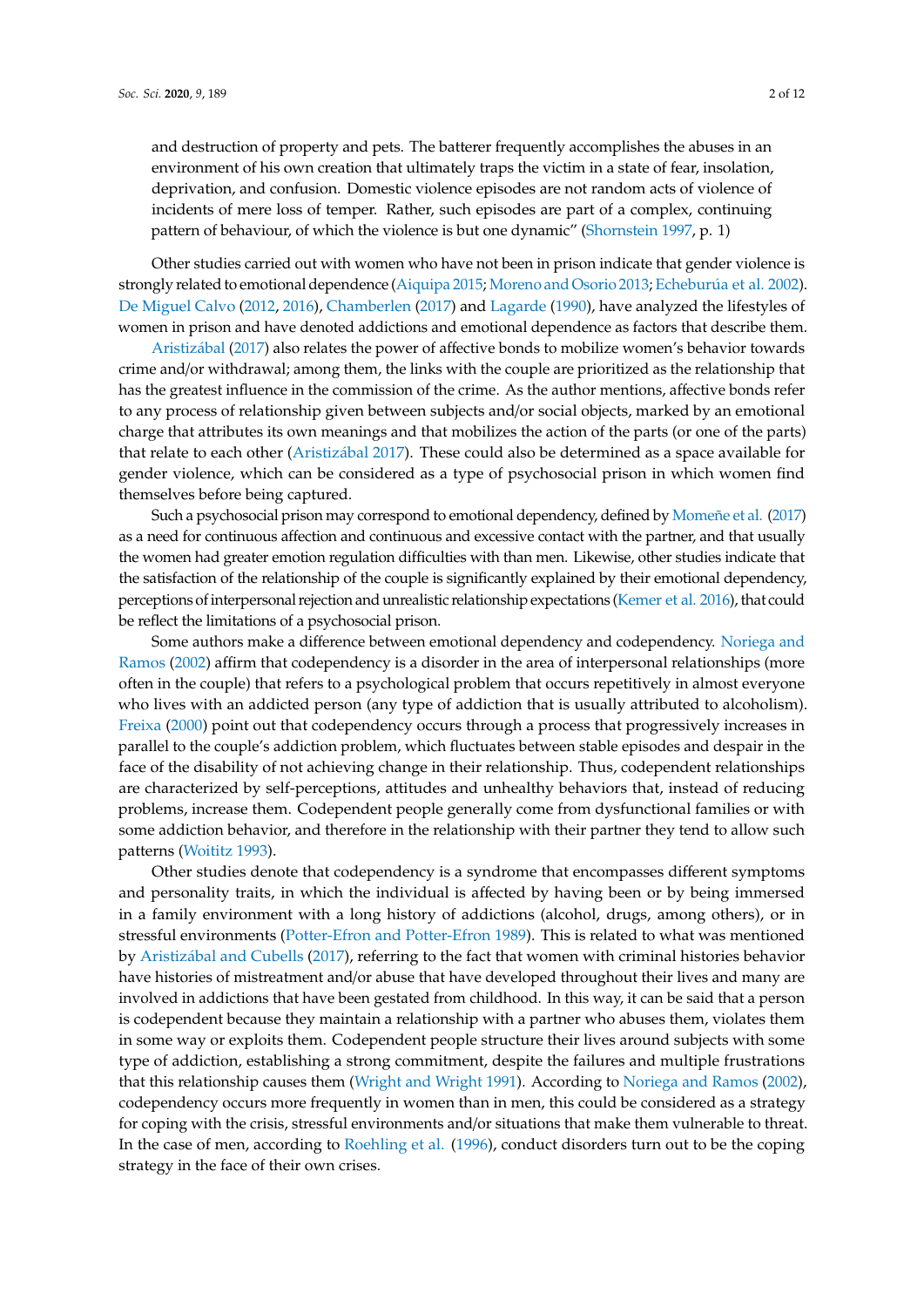and destruction of property and pets. The batterer frequently accomplishes the abuses in an environment of his own creation that ultimately traps the victim in a state of fear, insolation, deprivation, and confusion. Domestic violence episodes are not random acts of violence of incidents of mere loss of temper. Rather, such episodes are part of a complex, continuing pattern of behaviour, of which the violence is but one dynamic" (Shornstein 1997, p. 1)

Other studies carried out with women who have not been in prison indicate that gender violence is strongly related to emotional dependence (Aiquipa 2015; Moreno and Osorio 2013; Echeburúa et al. 2002). De Miguel Calvo (2012, 2016), Chamberlen (2017) and Lagarde (1990), have analyzed the lifestyles of women in prison and have denoted addictions and emotional dependence as factors that describe them.

Aristizábal (2017) also relates the power of affective bonds to mobilize women's behavior towards crime and/or withdrawal; among them, the links with the couple are prioritized as the relationship that has the greatest influence in the commission of the crime. As the author mentions, affective bonds refer to any process of relationship given between subjects and/or social objects, marked by an emotional charge that attributes its own meanings and that mobilizes the action of the parts (or one of the parts) that relate to each other (Aristizábal 2017). These could also be determined as a space available for gender violence, which can be considered as a type of psychosocial prison in which women find themselves before being captured.

Such a psychosocial prison may correspond to emotional dependency, defined by Momeñe et al. (2017) as a need for continuous affection and continuous and excessive contact with the partner, and that usually the women had greater emotion regulation difficulties with than men. Likewise, other studies indicate that the satisfaction of the relationship of the couple is significantly explained by their emotional dependency, perceptions of interpersonal rejection and unrealistic relationship expectations (Kemer et al. 2016), that could be reflect the limitations of a psychosocial prison.

Some authors make a difference between emotional dependency and codependency. Noriega and Ramos (2002) affirm that codependency is a disorder in the area of interpersonal relationships (more often in the couple) that refers to a psychological problem that occurs repetitively in almost everyone who lives with an addicted person (any type of addiction that is usually attributed to alcoholism). Freixa (2000) point out that codependency occurs through a process that progressively increases in parallel to the couple's addiction problem, which fluctuates between stable episodes and despair in the face of the disability of not achieving change in their relationship. Thus, codependent relationships are characterized by self-perceptions, attitudes and unhealthy behaviors that, instead of reducing problems, increase them. Codependent people generally come from dysfunctional families or with some addiction behavior, and therefore in the relationship with their partner they tend to allow such patterns (Woititz 1993).

Other studies denote that codependency is a syndrome that encompasses different symptoms and personality traits, in which the individual is affected by having been or by being immersed in a family environment with a long history of addictions (alcohol, drugs, among others), or in stressful environments (Potter-Efron and Potter-Efron 1989). This is related to what was mentioned by Aristizábal and Cubells (2017), referring to the fact that women with criminal histories behavior have histories of mistreatment and/or abuse that have developed throughout their lives and many are involved in addictions that have been gestated from childhood. In this way, it can be said that a person is codependent because they maintain a relationship with a partner who abuses them, violates them in some way or exploits them. Codependent people structure their lives around subjects with some type of addiction, establishing a strong commitment, despite the failures and multiple frustrations that this relationship causes them (Wright and Wright 1991). According to Noriega and Ramos (2002), codependency occurs more frequently in women than in men, this could be considered as a strategy for coping with the crisis, stressful environments and/or situations that make them vulnerable to threat. In the case of men, according to Roehling et al. (1996), conduct disorders turn out to be the coping strategy in the face of their own crises.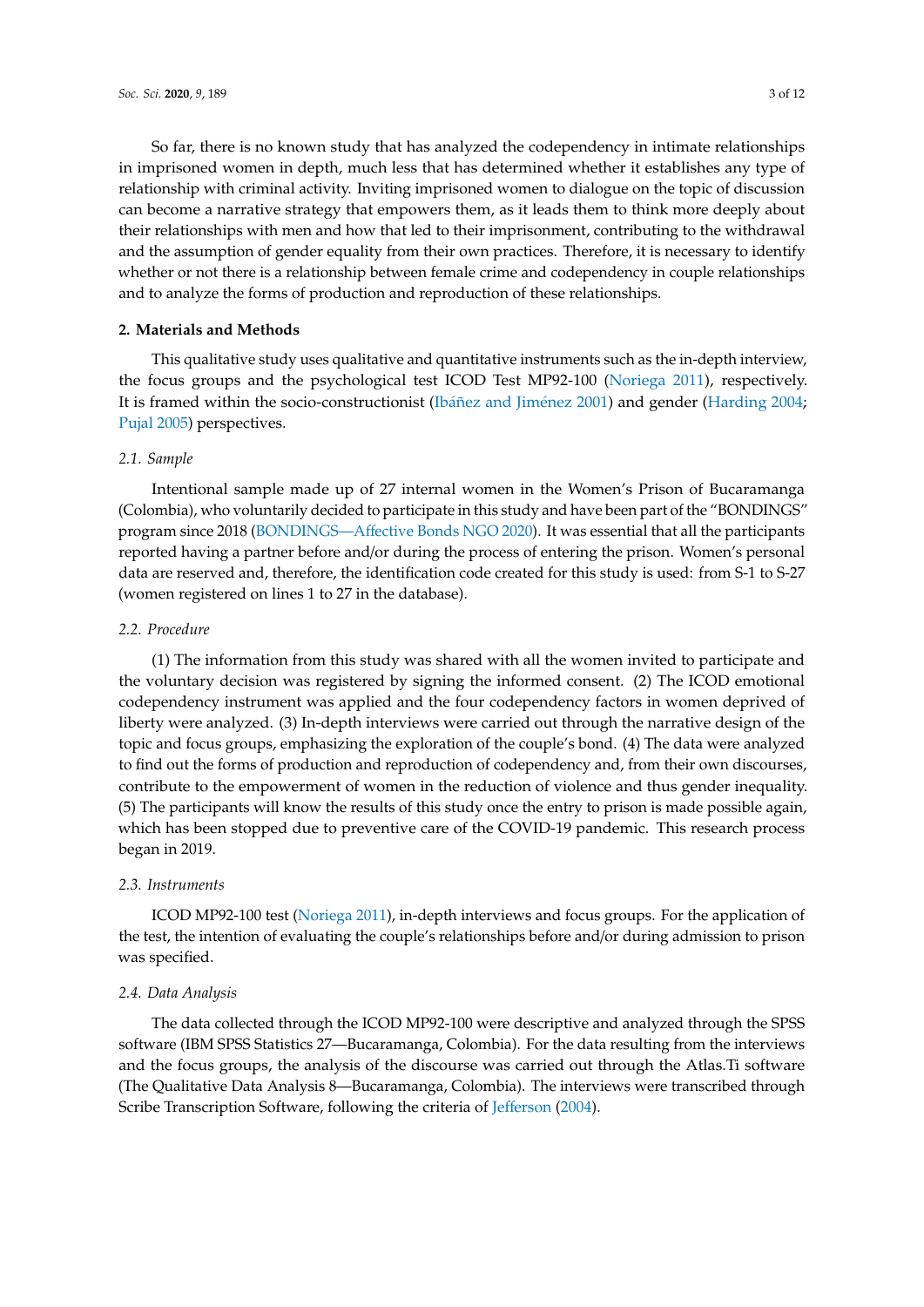So far, there is no known study that has analyzed the codependency in intimate relationships in imprisoned women in depth, much less that has determined whether it establishes any type of relationship with criminal activity. Inviting imprisoned women to dialogue on the topic of discussion can become a narrative strategy that empowers them, as it leads them to think more deeply about their relationships with men and how that led to their imprisonment, contributing to the withdrawal and the assumption of gender equality from their own practices. Therefore, it is necessary to identify whether or not there is a relationship between female crime and codependency in couple relationships and to analyze the forms of production and reproduction of these relationships.

## 2. Materials and Methods

This qualitative study uses qualitative and quantitative instruments such as the in-depth interview, the focus groups and the psychological test ICOD Test MP92-100 (Noriega 2011), respectively. It is framed within the socio-constructionist (Ibáñez and Jiménez 2001) and gender (Harding 2004; Pujal 2005) perspectives.

### *2.1. Sample*

Intentional sample made up of 27 internal women in the Women's Prison of Bucaramanga (Colombia), who voluntarily decided to participate in this study and have been part of the "BONDINGS" program since 2018 (BONDINGS—Affective Bonds NGO 2020). It was essential that all the participants reported having a partner before and/or during the process of entering the prison. Women's personal data are reserved and, therefore, the identification code created for this study is used: from S-1 to S-27 (women registered on lines 1 to 27 in the database).

### *2.2. Procedure*

(1) The information from this study was shared with all the women invited to participate and the voluntary decision was registered by signing the informed consent. (2) The ICOD emotional codependency instrument was applied and the four codependency factors in women deprived of liberty were analyzed. (3) In-depth interviews were carried out through the narrative design of the topic and focus groups, emphasizing the exploration of the couple's bond. (4) The data were analyzed to find out the forms of production and reproduction of codependency and, from their own discourses, contribute to the empowerment of women in the reduction of violence and thus gender inequality. (5) The participants will know the results of this study once the entry to prison is made possible again, which has been stopped due to preventive care of the COVID-19 pandemic. This research process began in 2019.

### *2.3. Instruments*

ICOD MP92-100 test (Noriega 2011), in-depth interviews and focus groups. For the application of the test, the intention of evaluating the couple's relationships before and/or during admission to prison was specified.

### *2.4. Data Analysis*

The data collected through the ICOD MP92-100 were descriptive and analyzed through the SPSS software (IBM SPSS Statistics 27—Bucaramanga, Colombia). For the data resulting from the interviews and the focus groups, the analysis of the discourse was carried out through the Atlas.Ti software (The Qualitative Data Analysis 8—Bucaramanga, Colombia). The interviews were transcribed through Scribe Transcription Software, following the criteria of Jefferson (2004).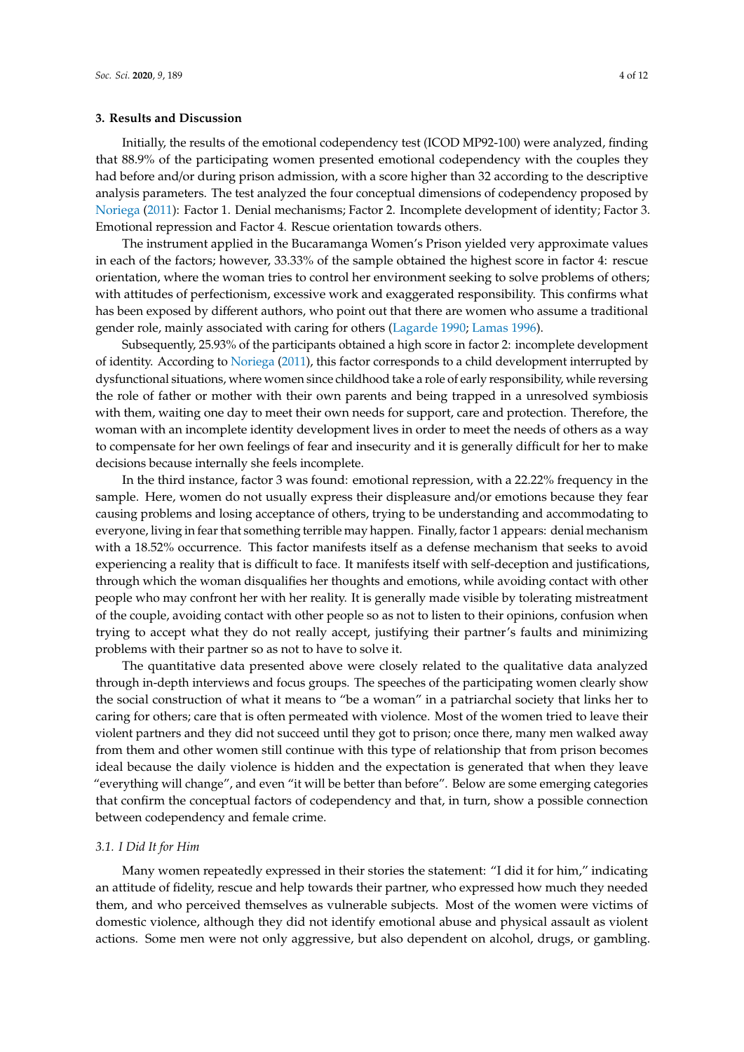## 3. Results and Discussion

Initially, the results of the emotional codependency test (ICOD MP92-100) were analyzed, finding that 88.9% of the participating women presented emotional codependency with the couples they had before and/or during prison admission, with a score higher than 32 according to the descriptive analysis parameters. The test analyzed the four conceptual dimensions of codependency proposed by Noriega (2011): Factor 1. Denial mechanisms; Factor 2. Incomplete development of identity; Factor 3. Emotional repression and Factor 4. Rescue orientation towards others.

The instrument applied in the Bucaramanga Women's Prison yielded very approximate values in each of the factors; however, 33.33% of the sample obtained the highest score in factor 4: rescue orientation, where the woman tries to control her environment seeking to solve problems of others; with attitudes of perfectionism, excessive work and exaggerated responsibility. This confirms what has been exposed by different authors, who point out that there are women who assume a traditional gender role, mainly associated with caring for others (Lagarde 1990; Lamas 1996).

Subsequently, 25.93% of the participants obtained a high score in factor 2: incomplete development of identity. According to Noriega (2011), this factor corresponds to a child development interrupted by dysfunctional situations, where women since childhood take a role of early responsibility, while reversing the role of father or mother with their own parents and being trapped in a unresolved symbiosis with them, waiting one day to meet their own needs for support, care and protection. Therefore, the woman with an incomplete identity development lives in order to meet the needs of others as a way to compensate for her own feelings of fear and insecurity and it is generally difficult for her to make decisions because internally she feels incomplete.

In the third instance, factor 3 was found: emotional repression, with a 22.22% frequency in the sample. Here, women do not usually express their displeasure and/or emotions because they fear causing problems and losing acceptance of others, trying to be understanding and accommodating to everyone, living in fear that something terrible may happen. Finally, factor 1 appears: denial mechanism with a 18.52% occurrence. This factor manifests itself as a defense mechanism that seeks to avoid experiencing a reality that is difficult to face. It manifests itself with self-deception and justifications, through which the woman disqualifies her thoughts and emotions, while avoiding contact with other people who may confront her with her reality. It is generally made visible by tolerating mistreatment of the couple, avoiding contact with other people so as not to listen to their opinions, confusion when trying to accept what they do not really accept, justifying their partner's faults and minimizing problems with their partner so as not to have to solve it.

The quantitative data presented above were closely related to the qualitative data analyzed through in-depth interviews and focus groups. The speeches of the participating women clearly show the social construction of what it means to "be a woman" in a patriarchal society that links her to caring for others; care that is often permeated with violence. Most of the women tried to leave their violent partners and they did not succeed until they got to prison; once there, many men walked away from them and other women still continue with this type of relationship that from prison becomes ideal because the daily violence is hidden and the expectation is generated that when they leave "everything will change", and even "it will be better than before". Below are some emerging categories that confirm the conceptual factors of codependency and that, in turn, show a possible connection between codependency and female crime.

### *3.1. I Did It for Him*

Many women repeatedly expressed in their stories the statement: "I did it for him," indicating an attitude of fidelity, rescue and help towards their partner, who expressed how much they needed them, and who perceived themselves as vulnerable subjects. Most of the women were victims of domestic violence, although they did not identify emotional abuse and physical assault as violent actions. Some men were not only aggressive, but also dependent on alcohol, drugs, or gambling.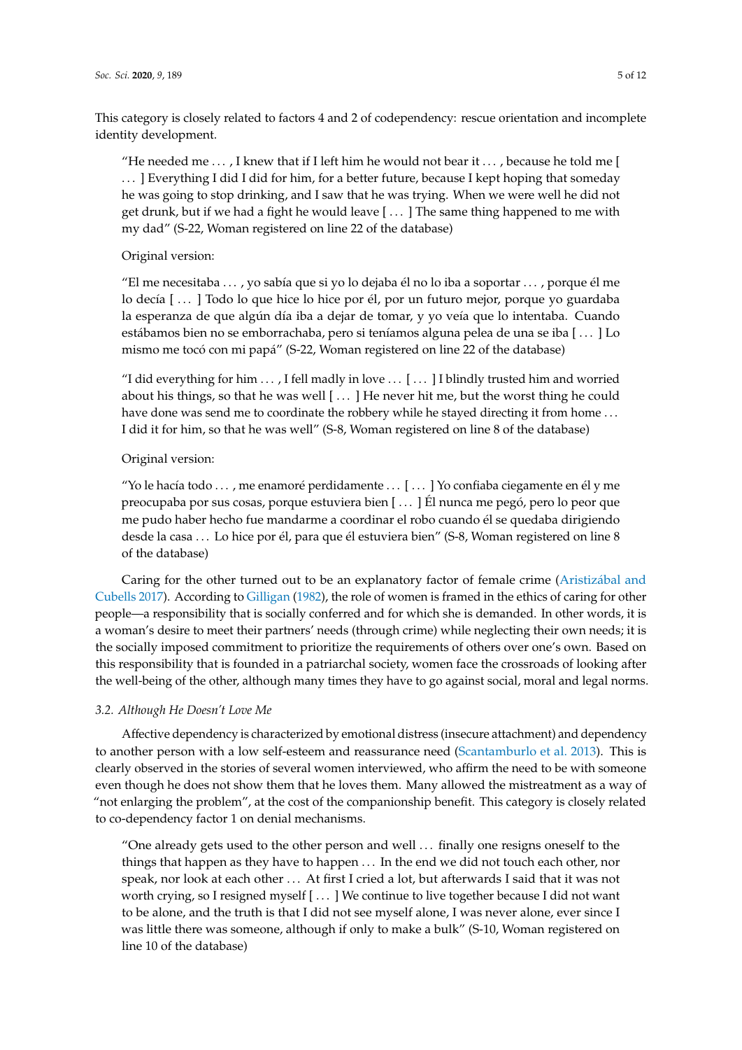This category is closely related to factors 4 and 2 of codependency: rescue orientation and incomplete identity development.

> "He needed me . . . , I knew that if I left him he would not bear it . . . , because he told me [ . . . ] Everything I did I did for him, for a better future, because I kept hoping that someday he was going to stop drinking, and I saw that he was trying. When we were well he did not get drunk, but if we had a fight he would leave [ . . . ] The same thing happened to me with my dad" (S-22, Woman registered on line 22 of the database)
>
> Original version:
>
> "El me necesitaba . . . , yo sabía que si yo lo dejaba él no lo iba a soportar . . . , porque él me lo decía [ . . . ] Todo lo que hice lo hice por él, por un futuro mejor, porque yo guardaba la esperanza de que algún día iba a dejar de tomar, y yo veía que lo intentaba. Cuando estábamos bien no se emborrachaba, pero si teníamos alguna pelea de una se iba [ . . . ] Lo mismo me tocó con mi papá" (S-22, Woman registered on line 22 of the database)
>
> "I did everything for him . . . , I fell madly in love . . . [ . . . ] I blindly trusted him and worried about his things, so that he was well [ . . . ] He never hit me, but the worst thing he could have done was send me to coordinate the robbery while he stayed directing it from home . . . I did it for him, so that he was well" (S-8, Woman registered on line 8 of the database)
>
> Original version:
>
> "Yo le hacía todo . . . , me enamoré perdidamente . . . [ . . . ] Yo confiaba ciegamente en él y me preocupaba por sus cosas, porque estuviera bien [ . . . ] Él nunca me pegó, pero lo peor que me pudo haber hecho fue mandarme a coordinar el robo cuando él se quedaba dirigiendo desde la casa . . . Lo hice por él, para que él estuviera bien" (S-8, Woman registered on line 8 of the database)

Caring for the other turned out to be an explanatory factor of female crime (Aristizábal and Cubells 2017). According to Gilligan (1982), the role of women is framed in the ethics of caring for other people—a responsibility that is socially conferred and for which she is demanded. In other words, it is a woman's desire to meet their partners' needs (through crime) while neglecting their own needs; it is the socially imposed commitment to prioritize the requirements of others over one's own. Based on this responsibility that is founded in a patriarchal society, women face the crossroads of looking after the well-being of the other, although many times they have to go against social, moral and legal norms.

### *3.2. Although He Doesn't Love Me*

Affective dependency is characterized by emotional distress (insecure attachment) and dependency to another person with a low self-esteem and reassurance need (Scantamburlo et al. 2013). This is clearly observed in the stories of several women interviewed, who affirm the need to be with someone even though he does not show them that he loves them. Many allowed the mistreatment as a way of "not enlarging the problem", at the cost of the companionship benefit. This category is closely related to co-dependency factor 1 on denial mechanisms.

> "One already gets used to the other person and well . . . finally one resigns oneself to the things that happen as they have to happen . . . In the end we did not touch each other, nor speak, nor look at each other . . . At first I cried a lot, but afterwards I said that it was not worth crying, so I resigned myself [ . . . ] We continue to live together because I did not want to be alone, and the truth is that I did not see myself alone, I was never alone, ever since I was little there was someone, although if only to make a bulk" (S-10, Woman registered on line 10 of the database)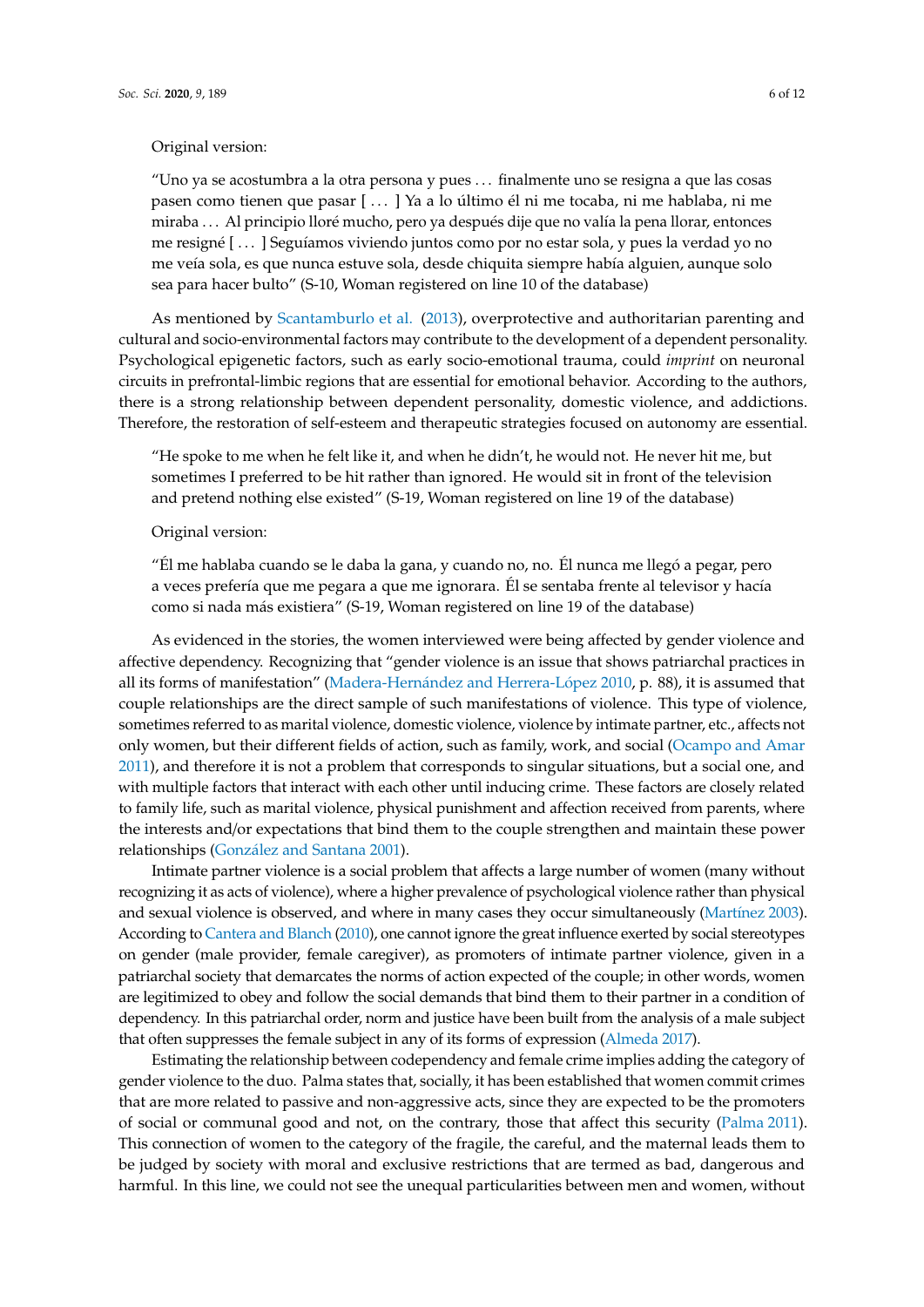Original version:

> "Uno ya se acostumbra a la otra persona y pues … finalmente uno se resigna a que las cosas pasen como tienen que pasar [ … ] Ya a lo último él ni me tocaba, ni me hablaba, ni me miraba … Al principio lloré mucho, pero ya después dije que no valía la pena llorar, entonces me resigné [ … ] Seguíamos viviendo juntos como por no estar sola, y pues la verdad yo no me veía sola, es que nunca estuve sola, desde chiquita siempre había alguien, aunque solo sea para hacer bulto" (S-10, Woman registered on line 10 of the database)

As mentioned by Scantamburlo et al. (2013), overprotective and authoritarian parenting and cultural and socio-environmental factors may contribute to the development of a dependent personality. Psychological epigenetic factors, such as early socio-emotional trauma, could *imprint* on neuronal circuits in prefrontal-limbic regions that are essential for emotional behavior. According to the authors, there is a strong relationship between dependent personality, domestic violence, and addictions. Therefore, the restoration of self-esteem and therapeutic strategies focused on autonomy are essential.

> "He spoke to me when he felt like it, and when he didn't, he would not. He never hit me, but sometimes I preferred to be hit rather than ignored. He would sit in front of the television and pretend nothing else existed" (S-19, Woman registered on line 19 of the database)

Original version:

> "Él me hablaba cuando se le daba la gana, y cuando no, no. Él nunca me llegó a pegar, pero a veces prefería que me pegara a que me ignorara. Él se sentaba frente al televisor y hacía como si nada más existiera" (S-19, Woman registered on line 19 of the database)

As evidenced in the stories, the women interviewed were being affected by gender violence and affective dependency. Recognizing that "gender violence is an issue that shows patriarchal practices in all its forms of manifestation" (Madera-Hernández and Herrera-López 2010, p. 88), it is assumed that couple relationships are the direct sample of such manifestations of violence. This type of violence, sometimes referred to as marital violence, domestic violence, violence by intimate partner, etc., affects not only women, but their different fields of action, such as family, work, and social (Ocampo and Amar 2011), and therefore it is not a problem that corresponds to singular situations, but a social one, and with multiple factors that interact with each other until inducing crime. These factors are closely related to family life, such as marital violence, physical punishment and affection received from parents, where the interests and/or expectations that bind them to the couple strengthen and maintain these power relationships (González and Santana 2001).

Intimate partner violence is a social problem that affects a large number of women (many without recognizing it as acts of violence), where a higher prevalence of psychological violence rather than physical and sexual violence is observed, and where in many cases they occur simultaneously (Martínez 2003). According to Cantera and Blanch (2010), one cannot ignore the great influence exerted by social stereotypes on gender (male provider, female caregiver), as promoters of intimate partner violence, given in a patriarchal society that demarcates the norms of action expected of the couple; in other words, women are legitimized to obey and follow the social demands that bind them to their partner in a condition of dependency. In this patriarchal order, norm and justice have been built from the analysis of a male subject that often suppresses the female subject in any of its forms of expression (Almeda 2017).

Estimating the relationship between codependency and female crime implies adding the category of gender violence to the duo. Palma states that, socially, it has been established that women commit crimes that are more related to passive and non-aggressive acts, since they are expected to be the promoters of social or communal good and not, on the contrary, those that affect this security (Palma 2011). This connection of women to the category of the fragile, the careful, and the maternal leads them to be judged by society with moral and exclusive restrictions that are termed as bad, dangerous and harmful. In this line, we could not see the unequal particularities between men and women, without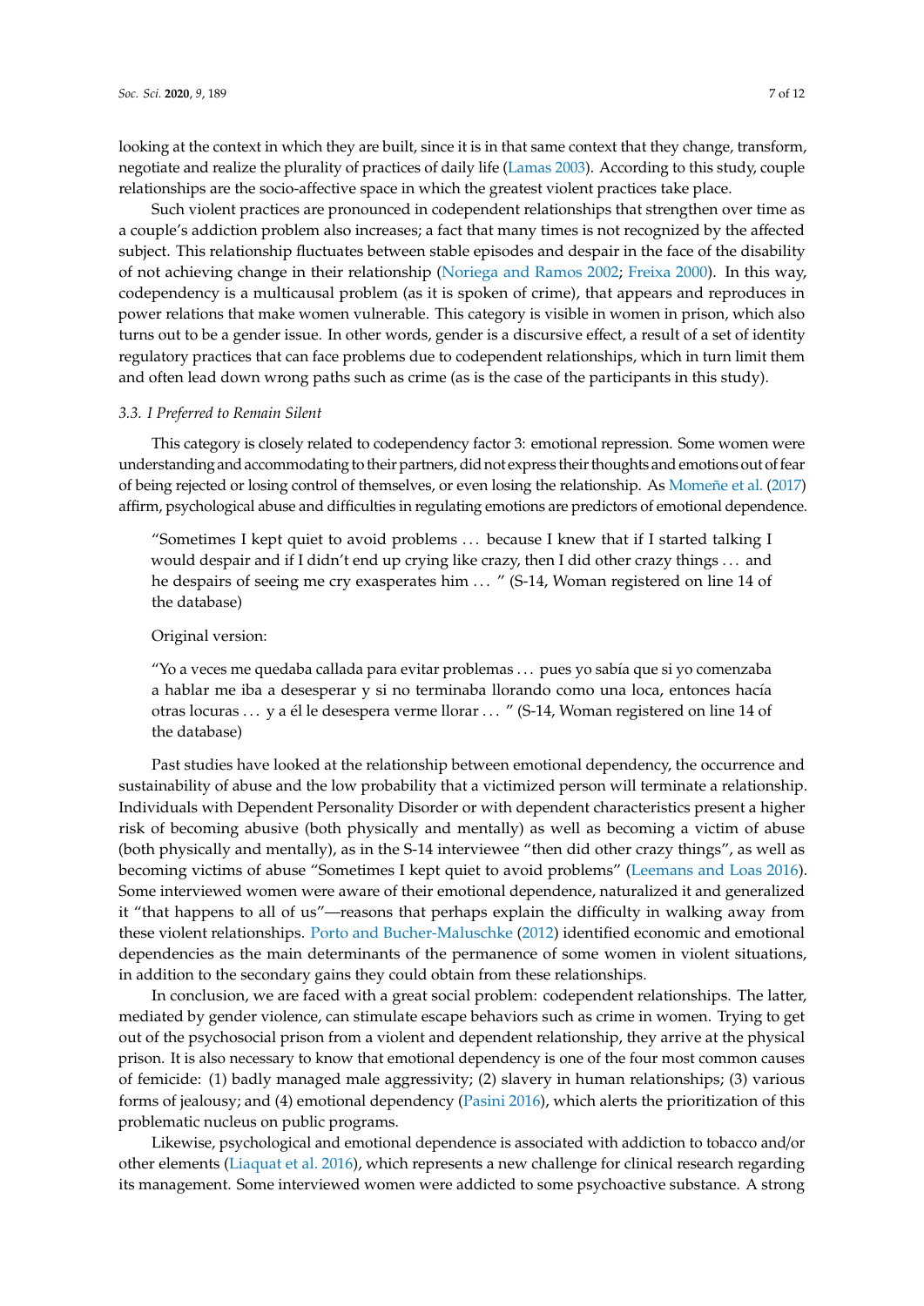looking at the context in which they are built, since it is in that same context that they change, transform, negotiate and realize the plurality of practices of daily life (Lamas 2003). According to this study, couple relationships are the socio-affective space in which the greatest violent practices take place.

Such violent practices are pronounced in codependent relationships that strengthen over time as a couple's addiction problem also increases; a fact that many times is not recognized by the affected subject. This relationship fluctuates between stable episodes and despair in the face of the disability of not achieving change in their relationship (Noriega and Ramos 2002; Freixa 2000). In this way, codependency is a multicausal problem (as it is spoken of crime), that appears and reproduces in power relations that make women vulnerable. This category is visible in women in prison, which also turns out to be a gender issue. In other words, gender is a discursive effect, a result of a set of identity regulatory practices that can face problems due to codependent relationships, which in turn limit them and often lead down wrong paths such as crime (as is the case of the participants in this study).

### 3.3. I Preferred to Remain Silent

This category is closely related to codependency factor 3: emotional repression. Some women were understanding and accommodating to their partners, did not express their thoughts and emotions out of fear of being rejected or losing control of themselves, or even losing the relationship. As Momeñe et al. (2017) affirm, psychological abuse and difficulties in regulating emotions are predictors of emotional dependence.

> "Sometimes I kept quiet to avoid problems ... because I knew that if I started talking I would despair and if I didn't end up crying like crazy, then I did other crazy things ... and he despairs of seeing me cry exasperates him ... " (S-14, Woman registered on line 14 of the database)
>
> Original version:
>
> "Yo a veces me quedaba callada para evitar problemas ... pues yo sabía que si yo comenzaba a hablar me iba a desesperar y si no terminaba llorando como una loca, entonces hacía otras locuras ... y a él le desespera verme llorar ... " (S-14, Woman registered on line 14 of the database)

Past studies have looked at the relationship between emotional dependency, the occurrence and sustainability of abuse and the low probability that a victimized person will terminate a relationship. Individuals with Dependent Personality Disorder or with dependent characteristics present a higher risk of becoming abusive (both physically and mentally) as well as becoming a victim of abuse (both physically and mentally), as in the S-14 interviewee "then did other crazy things", as well as becoming victims of abuse "Sometimes I kept quiet to avoid problems" (Leemans and Loas 2016). Some interviewed women were aware of their emotional dependence, naturalized it and generalized it "that happens to all of us"—reasons that perhaps explain the difficulty in walking away from these violent relationships. Porto and Bucher-Maluschke (2012) identified economic and emotional dependencies as the main determinants of the permanence of some women in violent situations, in addition to the secondary gains they could obtain from these relationships.

In conclusion, we are faced with a great social problem: codependent relationships. The latter, mediated by gender violence, can stimulate escape behaviors such as crime in women. Trying to get out of the psychosocial prison from a violent and dependent relationship, they arrive at the physical prison. It is also necessary to know that emotional dependency is one of the four most common causes of femicide: (1) badly managed male aggressivity; (2) slavery in human relationships; (3) various forms of jealousy; and (4) emotional dependency (Pasini 2016), which alerts the prioritization of this problematic nucleus on public programs.

Likewise, psychological and emotional dependence is associated with addiction to tobacco and/or other elements (Liaquat et al. 2016), which represents a new challenge for clinical research regarding its management. Some interviewed women were addicted to some psychoactive substance. A strong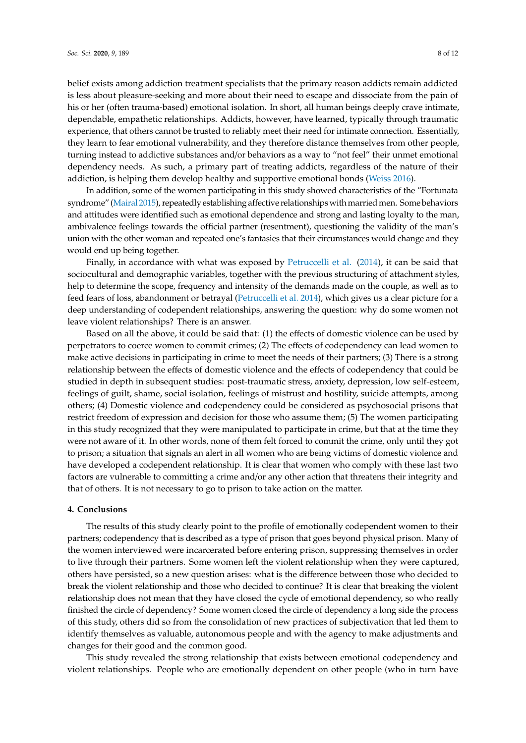belief exists among addiction treatment specialists that the primary reason addicts remain addicted is less about pleasure-seeking and more about their need to escape and dissociate from the pain of his or her (often trauma-based) emotional isolation. In short, all human beings deeply crave intimate, dependable, empathetic relationships. Addicts, however, have learned, typically through traumatic experience, that others cannot be trusted to reliably meet their need for intimate connection. Essentially, they learn to fear emotional vulnerability, and they therefore distance themselves from other people, turning instead to addictive substances and/or behaviors as a way to "not feel" their unmet emotional dependency needs. As such, a primary part of treating addicts, regardless of the nature of their addiction, is helping them develop healthy and supportive emotional bonds (Weiss 2016).

In addition, some of the women participating in this study showed characteristics of the "Fortunata syndrome" (Mairal 2015), repeatedly establishing affective relationships with married men. Some behaviors and attitudes were identified such as emotional dependence and strong and lasting loyalty to the man, ambivalence feelings towards the official partner (resentment), questioning the validity of the man's union with the other woman and repeated one's fantasies that their circumstances would change and they would end up being together.

Finally, in accordance with what was exposed by Petruccelli et al. (2014), it can be said that sociocultural and demographic variables, together with the previous structuring of attachment styles, help to determine the scope, frequency and intensity of the demands made on the couple, as well as to feed fears of loss, abandonment or betrayal (Petruccelli et al. 2014), which gives us a clear picture for a deep understanding of codependent relationships, answering the question: why do some women not leave violent relationships? There is an answer.

Based on all the above, it could be said that: (1) the effects of domestic violence can be used by perpetrators to coerce women to commit crimes; (2) The effects of codependency can lead women to make active decisions in participating in crime to meet the needs of their partners; (3) There is a strong relationship between the effects of domestic violence and the effects of codependency that could be studied in depth in subsequent studies: post-traumatic stress, anxiety, depression, low self-esteem, feelings of guilt, shame, social isolation, feelings of mistrust and hostility, suicide attempts, among others; (4) Domestic violence and codependency could be considered as psychosocial prisons that restrict freedom of expression and decision for those who assume them; (5) The women participating in this study recognized that they were manipulated to participate in crime, but that at the time they were not aware of it. In other words, none of them felt forced to commit the crime, only until they got to prison; a situation that signals an alert in all women who are being victims of domestic violence and have developed a codependent relationship. It is clear that women who comply with these last two factors are vulnerable to committing a crime and/or any other action that threatens their integrity and that of others. It is not necessary to go to prison to take action on the matter.

## 4. Conclusions

The results of this study clearly point to the profile of emotionally codependent women to their partners; codependency that is described as a type of prison that goes beyond physical prison. Many of the women interviewed were incarcerated before entering prison, suppressing themselves in order to live through their partners. Some women left the violent relationship when they were captured, others have persisted, so a new question arises: what is the difference between those who decided to break the violent relationship and those who decided to continue? It is clear that breaking the violent relationship does not mean that they have closed the cycle of emotional dependency, so who really finished the circle of dependency? Some women closed the circle of dependency a long side the process of this study, others did so from the consolidation of new practices of subjectivation that led them to identify themselves as valuable, autonomous people and with the agency to make adjustments and changes for their good and the common good.

This study revealed the strong relationship that exists between emotional codependency and violent relationships. People who are emotionally dependent on other people (who in turn have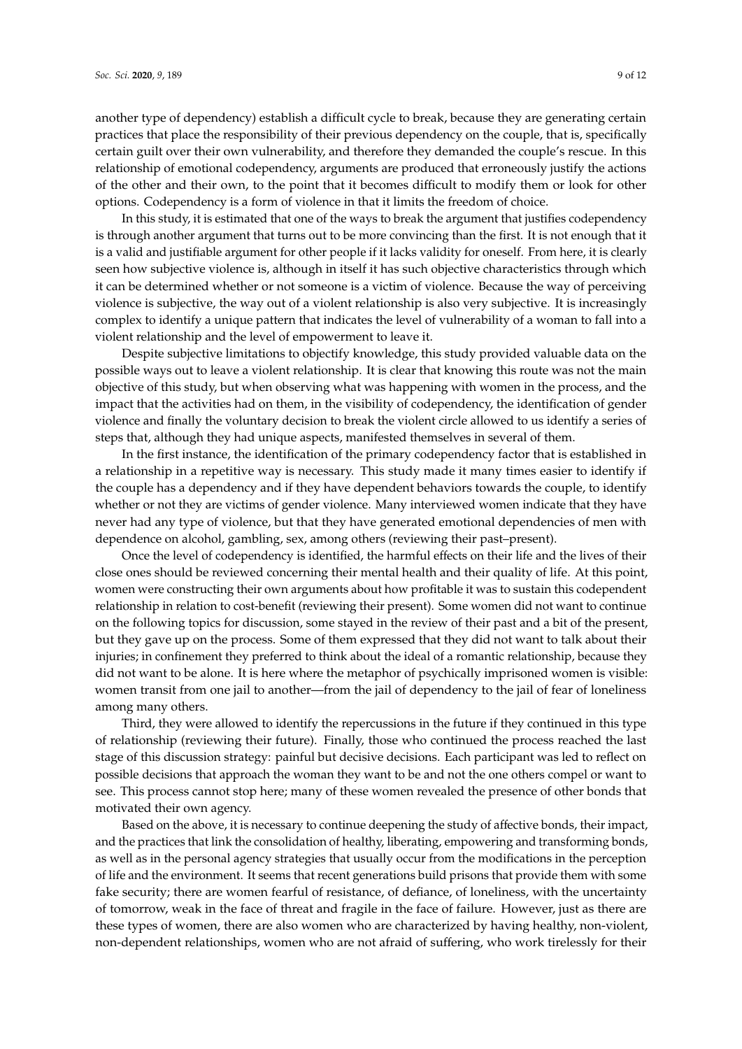another type of dependency) establish a difficult cycle to break, because they are generating certain practices that place the responsibility of their previous dependency on the couple, that is, specifically certain guilt over their own vulnerability, and therefore they demanded the couple's rescue. In this relationship of emotional codependency, arguments are produced that erroneously justify the actions of the other and their own, to the point that it becomes difficult to modify them or look for other options. Codependency is a form of violence in that it limits the freedom of choice.

In this study, it is estimated that one of the ways to break the argument that justifies codependency is through another argument that turns out to be more convincing than the first. It is not enough that it is a valid and justifiable argument for other people if it lacks validity for oneself. From here, it is clearly seen how subjective violence is, although in itself it has such objective characteristics through which it can be determined whether or not someone is a victim of violence. Because the way of perceiving violence is subjective, the way out of a violent relationship is also very subjective. It is increasingly complex to identify a unique pattern that indicates the level of vulnerability of a woman to fall into a violent relationship and the level of empowerment to leave it.

Despite subjective limitations to objectify knowledge, this study provided valuable data on the possible ways out to leave a violent relationship. It is clear that knowing this route was not the main objective of this study, but when observing what was happening with women in the process, and the impact that the activities had on them, in the visibility of codependency, the identification of gender violence and finally the voluntary decision to break the violent circle allowed to us identify a series of steps that, although they had unique aspects, manifested themselves in several of them.

In the first instance, the identification of the primary codependency factor that is established in a relationship in a repetitive way is necessary. This study made it many times easier to identify if the couple has a dependency and if they have dependent behaviors towards the couple, to identify whether or not they are victims of gender violence. Many interviewed women indicate that they have never had any type of violence, but that they have generated emotional dependencies of men with dependence on alcohol, gambling, sex, among others (reviewing their past–present).

Once the level of codependency is identified, the harmful effects on their life and the lives of their close ones should be reviewed concerning their mental health and their quality of life. At this point, women were constructing their own arguments about how profitable it was to sustain this codependent relationship in relation to cost-benefit (reviewing their present). Some women did not want to continue on the following topics for discussion, some stayed in the review of their past and a bit of the present, but they gave up on the process. Some of them expressed that they did not want to talk about their injuries; in confinement they preferred to think about the ideal of a romantic relationship, because they did not want to be alone. It is here where the metaphor of psychically imprisoned women is visible: women transit from one jail to another—from the jail of dependency to the jail of fear of loneliness among many others.

Third, they were allowed to identify the repercussions in the future if they continued in this type of relationship (reviewing their future). Finally, those who continued the process reached the last stage of this discussion strategy: painful but decisive decisions. Each participant was led to reflect on possible decisions that approach the woman they want to be and not the one others compel or want to see. This process cannot stop here; many of these women revealed the presence of other bonds that motivated their own agency.

Based on the above, it is necessary to continue deepening the study of affective bonds, their impact, and the practices that link the consolidation of healthy, liberating, empowering and transforming bonds, as well as in the personal agency strategies that usually occur from the modifications in the perception of life and the environment. It seems that recent generations build prisons that provide them with some fake security; there are women fearful of resistance, of defiance, of loneliness, with the uncertainty of tomorrow, weak in the face of threat and fragile in the face of failure. However, just as there are these types of women, there are also women who are characterized by having healthy, non-violent, non-dependent relationships, women who are not afraid of suffering, who work tirelessly for their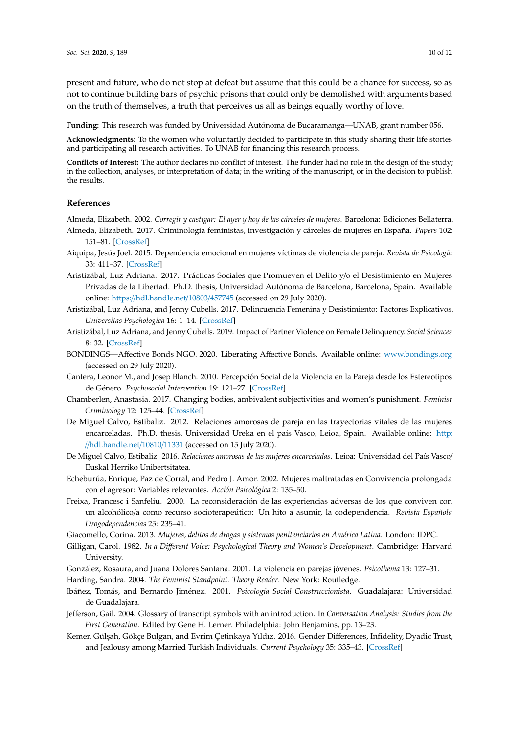present and future, who do not stop at defeat but assume that this could be a chance for success, so as not to continue building bars of psychic prisons that could only be demolished with arguments based on the truth of themselves, a truth that perceives us all as beings equally worthy of love.

**Funding:** This research was funded by Universidad Autónoma de Bucaramanga—UNAB, grant number 056.

**Acknowledgments:** To the women who voluntarily decided to participate in this study sharing their life stories and participating all research activities. To UNAB for financing this research process.

**Conflicts of Interest:** The author declares no conflict of interest. The funder had no role in the design of the study; in the collection, analyses, or interpretation of data; in the writing of the manuscript, or in the decision to publish the results.

## References

Almeda, Elizabeth. 2002. *Corregir y castigar: El ayer y hoy de las cárceles de mujeres*. Barcelona: Ediciones Bellaterra.

Almeda, Elizabeth. 2017. Criminología feministas, investigación y cárceles de mujeres en España. *Papers* 102: 151–81. [CrossRef]

Aiquipa, Jesús Joel. 2015. Dependencia emocional en mujeres víctimas de violencia de pareja. *Revista de Psicología* 33: 411–37. [CrossRef]

Aristizábal, Luz Adriana. 2017. Prácticas Sociales que Promueven el Delito y/o el Desistimiento en Mujeres Privadas de la Libertad. Ph.D. thesis, Universidad Autónoma de Barcelona, Barcelona, Spain. Available online: https://hdl.handle.net/10803/457745 (accessed on 29 July 2020).

Aristizábal, Luz Adriana, and Jenny Cubells. 2017. Delincuencia Femenina y Desistimiento: Factores Explicativos. *Universitas Psychologica* 16: 1–14. [CrossRef]

Aristizábal, Luz Adriana, and Jenny Cubells. 2019. Impact of Partner Violence on Female Delinquency. *Social Sciences* 8: 32. [CrossRef]

BONDINGS—Affective Bonds NGO. 2020. Liberating Affective Bonds. Available online: www.bondings.org (accessed on 29 July 2020).

Cantera, Leonor M., and Josep Blanch. 2010. Percepción Social de la Violencia en la Pareja desde los Estereotipos de Género. *Psychosocial Intervention* 19: 121–27. [CrossRef]

Chamberlen, Anastasia. 2017. Changing bodies, ambivalent subjectivities and women's punishment. *Feminist Criminology* 12: 125–44. [CrossRef]

De Miguel Calvo, Estibaliz. 2012. Relaciones amorosas de pareja en las trayectorias vitales de las mujeres encarceladas. Ph.D. thesis, Universidad Ureka en el país Vasco, Leioa, Spain. Available online: http://hdl.handle.net/10810/11331 (accessed on 15 July 2020).

De Miguel Calvo, Estibaliz. 2016. *Relaciones amorosas de las mujeres encarceladas*. Leioa: Universidad del País Vasco/ Euskal Herriko Unibertsitatea.

Echeburúa, Enrique, Paz de Corral, and Pedro J. Amor. 2002. Mujeres maltratadas en Convivencia prolongada con el agresor: Variables relevantes. *Acción Psicológica* 2: 135–50.

Freixa, Francesc i Sanfeliu. 2000. La reconsideración de las experiencias adversas de los que conviven con un alcohólico/a como recurso socioterapeútico: Un hito a asumir, la codependencia. *Revista Española Drogodependencias* 25: 235–41.

Giacomello, Corina. 2013. *Mujeres, delitos de drogas y sistemas penitenciarios en América Latina*. London: IDPC.

Gilligan, Carol. 1982. *In a Different Voice: Psychological Theory and Women's Development*. Cambridge: Harvard University.

González, Rosaura, and Juana Dolores Santana. 2001. La violencia en parejas jóvenes. *Psicothema* 13: 127–31.

Harding, Sandra. 2004. *The Feminist Standpoint. Theory Reader*. New York: Routledge.

Ibáñez, Tomás, and Bernardo Jiménez. 2001. *Psicología Social Construccionista*. Guadalajara: Universidad de Guadalajara.

Jefferson, Gail. 2004. Glossary of transcript symbols with an introduction. In *Conversation Analysis: Studies from the First Generation*. Edited by Gene H. Lerner. Philadelphia: John Benjamins, pp. 13–23.

Kemer, Gülşah, Gökçe Bulgan, and Evrim Çetinkaya Yıldız. 2016. Gender Differences, Infidelity, Dyadic Trust, and Jealousy among Married Turkish Individuals. *Current Psychology* 35: 335–43. [CrossRef]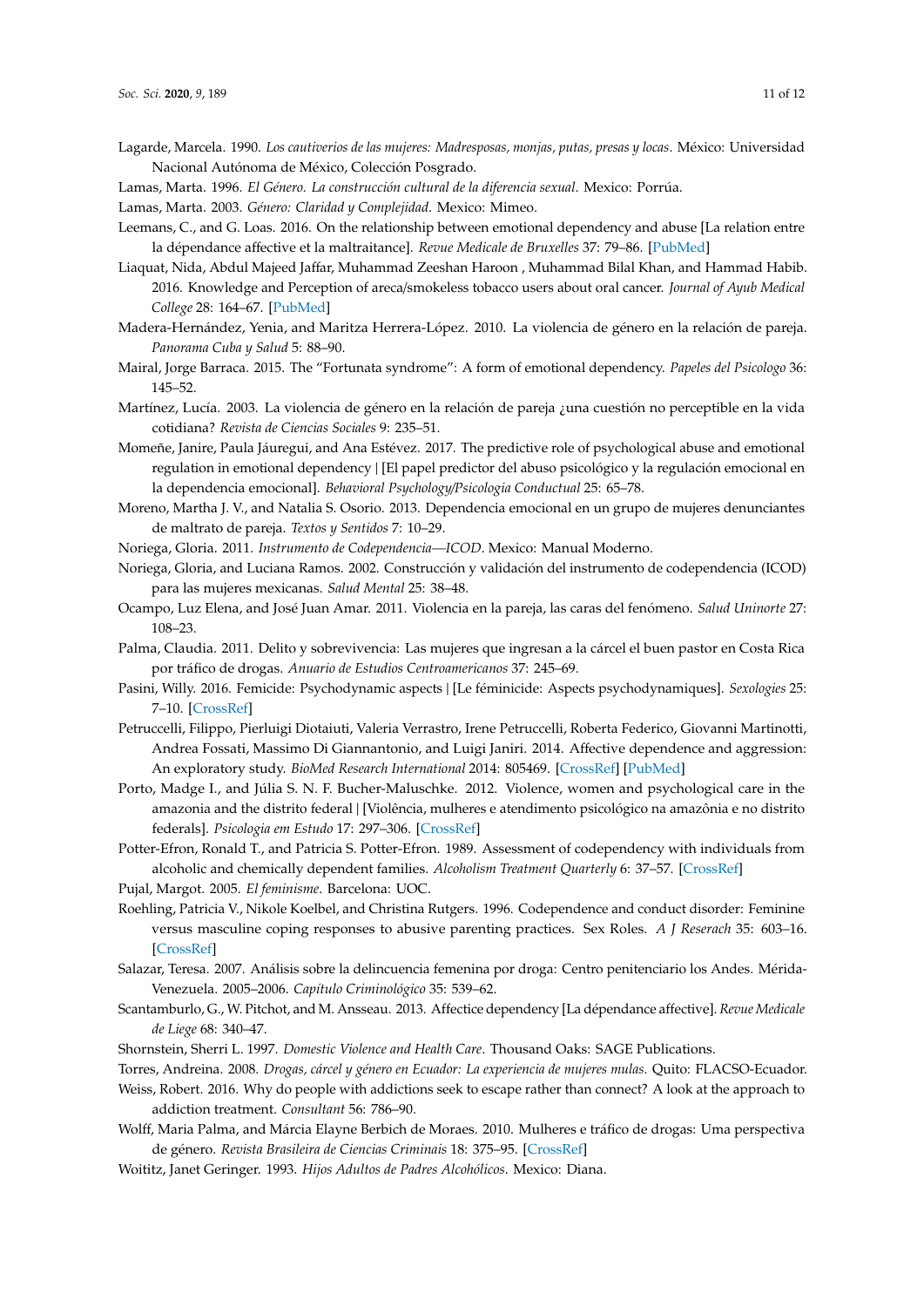Lagarde, Marcela. 1990. *Los cautiverios de las mujeres: Madresposas, monjas, putas, presas y locas*. México: Universidad Nacional Autónoma de México, Colección Posgrado.

Lamas, Marta. 1996. *El Género. La construcción cultural de la diferencia sexual*. Mexico: Porrúa.

Lamas, Marta. 2003. *Género: Claridad y Complejidad*. Mexico: Mimeo.

Leemans, C., and G. Loas. 2016. On the relationship between emotional dependency and abuse [La relation entre la dépendance affective et la maltraitance]. *Revue Medicale de Bruxelles* 37: 79–86. [PubMed]

Liaquat, Nida, Abdul Majeed Jaffar, Muhammad Zeeshan Haroon , Muhammad Bilal Khan, and Hammad Habib. 2016. Knowledge and Perception of areca/smokeless tobacco users about oral cancer. *Journal of Ayub Medical College* 28: 164–67. [PubMed]

Madera-Hernández, Yenia, and Maritza Herrera-López. 2010. La violencia de género en la relación de pareja. *Panorama Cuba y Salud* 5: 88–90.

Mairal, Jorge Barraca. 2015. The "Fortunata syndrome": A form of emotional dependency. *Papeles del Psicologo* 36: 145–52.

Martínez, Lucía. 2003. La violencia de género en la relación de pareja ¿una cuestión no perceptible en la vida cotidiana? *Revista de Ciencias Sociales* 9: 235–51.

Momeñe, Janire, Paula Jáuregui, and Ana Estévez. 2017. The predictive role of psychological abuse and emotional regulation in emotional dependency | [El papel predictor del abuso psicológico y la regulación emocional en la dependencia emocional]. *Behavioral Psychology/Psicologia Conductual* 25: 65–78.

Moreno, Martha J. V., and Natalia S. Osorio. 2013. Dependencia emocional en un grupo de mujeres denunciantes de maltrato de pareja. *Textos y Sentidos* 7: 10–29.

Noriega, Gloria. 2011. *Instrumento de Codependencia—ICOD*. Mexico: Manual Moderno.

Noriega, Gloria, and Luciana Ramos. 2002. Construcción y validación del instrumento de codependencia (ICOD) para las mujeres mexicanas. *Salud Mental* 25: 38–48.

Ocampo, Luz Elena, and José Juan Amar. 2011. Violencia en la pareja, las caras del fenómeno. *Salud Uninorte* 27: 108–23.

Palma, Claudia. 2011. Delito y sobrevivencia: Las mujeres que ingresan a la cárcel el buen pastor en Costa Rica por tráfico de drogas. *Anuario de Estudios Centroamericanos* 37: 245–69.

Pasini, Willy. 2016. Femicide: Psychodynamic aspects | [Le féminicide: Aspects psychodynamiques]. *Sexologies* 25: 7–10. [CrossRef]

Petruccelli, Filippo, Pierluigi Diotaiuti, Valeria Verrastro, Irene Petruccelli, Roberta Federico, Giovanni Martinotti, Andrea Fossati, Massimo Di Giannantonio, and Luigi Janiri. 2014. Affective dependence and aggression: An exploratory study. *BioMed Research International* 2014: 805469. [CrossRef] [PubMed]

Porto, Madge I., and Júlia S. N. F. Bucher-Maluschke. 2012. Violence, women and psychological care in the amazonia and the distrito federal | [Violência, mulheres e atendimento psicológico na amazônia e no distrito federals]. *Psicologia em Estudo* 17: 297–306. [CrossRef]

Potter-Efron, Ronald T., and Patricia S. Potter-Efron. 1989. Assessment of codependency with individuals from alcoholic and chemically dependent families. *Alcoholism Treatment Quarterly* 6: 37–57. [CrossRef]

Pujal, Margot. 2005. *El feminisme*. Barcelona: UOC.

Roehling, Patricia V., Nikole Koelbel, and Christina Rutgers. 1996. Codependence and conduct disorder: Feminine versus masculine coping responses to abusive parenting practices. Sex Roles. *A J Reserach* 35: 603–16. [CrossRef]

Salazar, Teresa. 2007. Análisis sobre la delincuencia femenina por droga: Centro penitenciario los Andes. Mérida-Venezuela. 2005–2006. *Capítulo Criminológico* 35: 539–62.

Scantamburlo, G., W. Pitchot, and M. Ansseau. 2013. Affectice dependency [La dépendance affective]. *Revue Medicale de Liege* 68: 340–47.

Shornstein, Sherri L. 1997. *Domestic Violence and Health Care*. Thousand Oaks: SAGE Publications.

Torres, Andreina. 2008. *Drogas, cárcel y género en Ecuador: La experiencia de mujeres mulas*. Quito: FLACSO-Ecuador.

Weiss, Robert. 2016. Why do people with addictions seek to escape rather than connect? A look at the approach to addiction treatment. *Consultant* 56: 786–90.

Wolff, Maria Palma, and Márcia Elayne Berbich de Moraes. 2010. Mulheres e tráfico de drogas: Uma perspectiva de género. *Revista Brasileira de Ciencias Criminais* 18: 375–95. [CrossRef]

Woititz, Janet Geringer. 1993. *Hijos Adultos de Padres Alcohólicos*. Mexico: Diana.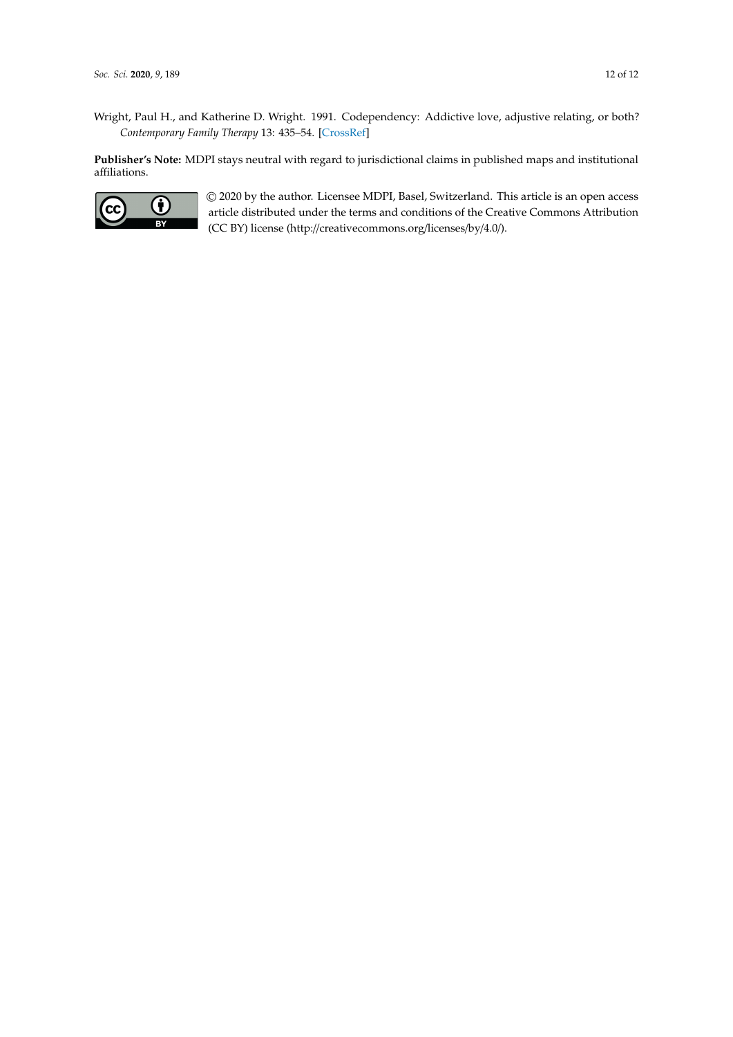Wright, Paul H., and Katherine D. Wright. 1991. Codependency: Addictive love, adjustive relating, or both? *Contemporary Family Therapy* 13: 435–54. [CrossRef]

**Publisher's Note:** MDPI stays neutral with regard to jurisdictional claims in published maps and institutional affiliations.

© 2020 by the author. Licensee MDPI, Basel, Switzerland. This article is an open access article distributed under the terms and conditions of the Creative Commons Attribution (CC BY) license (http://creativecommons.org/licenses/by/4.0/).